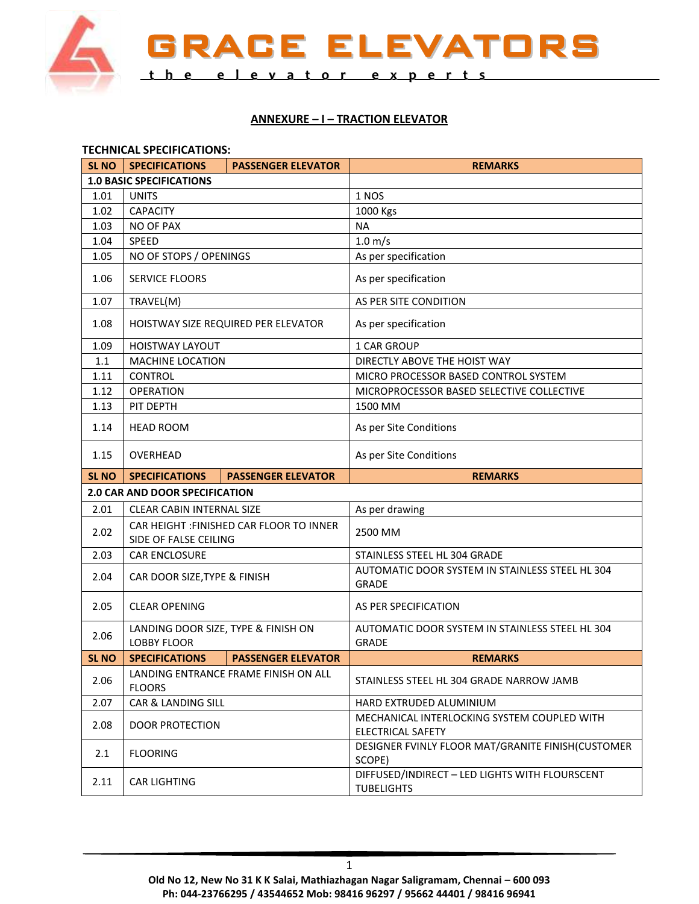# GRACE ELEVATORS

the elevator experts

## ANNEXURE – I – TRACTION ELEVATOR

**TECHNICAL SPECIFICATIONS:**

| SL NO | SPECIFICATIONS | PASSENGER ELEVATOR | REMARKS |
|---|---|---|---|
| **1.0 BASIC SPECIFICATIONS** | | | |
| 1.01 | UNITS | | 1 NOS |
| 1.02 | CAPACITY | | 1000 Kgs |
| 1.03 | NO OF PAX | | NA |
| 1.04 | SPEED | | 1.0 m/s |
| 1.05 | NO OF STOPS / OPENINGS | | As per specification |
| 1.06 | SERVICE FLOORS | | As per specification |
| 1.07 | TRAVEL(M) | | AS PER SITE CONDITION |
| 1.08 | HOISTWAY SIZE REQUIRED PER ELEVATOR | | As per specification |
| 1.09 | HOISTWAY LAYOUT | | 1 CAR GROUP |
| 1.1 | MACHINE LOCATION | | DIRECTLY ABOVE THE HOIST WAY |
| 1.11 | CONTROL | | MICRO PROCESSOR BASED CONTROL SYSTEM |
| 1.12 | OPERATION | | MICROPROCESSOR BASED SELECTIVE COLLECTIVE |
| 1.13 | PIT DEPTH | | 1500 MM |
| 1.14 | HEAD ROOM | | As per Site Conditions |
| 1.15 | OVERHEAD | | As per Site Conditions |
| **SL NO** | **SPECIFICATIONS** | **PASSENGER ELEVATOR** | **REMARKS** |
| **2.0 CAR AND DOOR SPECIFICATION** | | | |
| 2.01 | CLEAR CABIN INTERNAL SIZE | | As per drawing |
| 2.02 | CAR HEIGHT :FINISHED CAR FLOOR TO INNER SIDE OF FALSE CEILING | | 2500 MM |
| 2.03 | CAR ENCLOSURE | | STAINLESS STEEL HL 304 GRADE |
| 2.04 | CAR DOOR SIZE,TYPE & FINISH | | AUTOMATIC DOOR SYSTEM IN STAINLESS STEEL HL 304 GRADE |
| 2.05 | CLEAR OPENING | | AS PER SPECIFICATION |
| 2.06 | LANDING DOOR SIZE, TYPE & FINISH ON LOBBY FLOOR | | AUTOMATIC DOOR SYSTEM IN STAINLESS STEEL HL 304 GRADE |
| **SL NO** | **SPECIFICATIONS** | **PASSENGER ELEVATOR** | **REMARKS** |
| 2.06 | LANDING ENTRANCE FRAME FINISH ON ALL FLOORS | | STAINLESS STEEL HL 304 GRADE NARROW JAMB |
| 2.07 | CAR & LANDING SILL | | HARD EXTRUDED ALUMINIUM |
| 2.08 | DOOR PROTECTION | | MECHANICAL INTERLOCKING SYSTEM COUPLED WITH ELECTRICAL SAFETY |
| 2.1 | FLOORING | | DESIGNER FVINLY FLOOR MAT/GRANITE FINISH(CUSTOMER SCOPE) |
| 2.11 | CAR LIGHTING | | DIFFUSED/INDIRECT – LED LIGHTS WITH FLOURSCENT TUBELIGHTS |

**Old No 12, New No 31 K K Salai, Mathiazhagan Nagar Saligramam, Chennai – 600 093**
**Ph: 044-23766295 / 43544652 Mob: 98416 96297 / 95662 44401 / 98416 96941**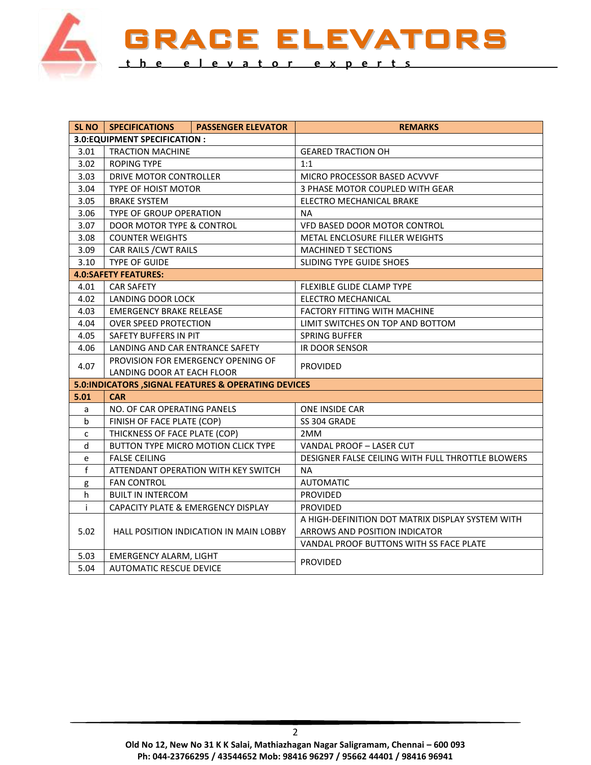| SL NO | SPECIFICATIONS | PASSENGER ELEVATOR | REMARKS |
|---|---|---|---|
| **3.0:EQUIPMENT SPECIFICATION :** | | | |
| 3.01 | TRACTION MACHINE | | GEARED TRACTION OH |
| 3.02 | ROPING TYPE | | 1:1 |
| 3.03 | DRIVE MOTOR CONTROLLER | | MICRO PROCESSOR BASED ACVVVF |
| 3.04 | TYPE OF HOIST MOTOR | | 3 PHASE MOTOR COUPLED WITH GEAR |
| 3.05 | BRAKE SYSTEM | | ELECTRO MECHANICAL BRAKE |
| 3.06 | TYPE OF GROUP OPERATION | | NA |
| 3.07 | DOOR MOTOR TYPE & CONTROL | | VFD BASED DOOR MOTOR CONTROL |
| 3.08 | COUNTER WEIGHTS | | METAL ENCLOSURE FILLER WEIGHTS |
| 3.09 | CAR RAILS /CWT RAILS | | MACHINED T SECTIONS |
| 3.10 | TYPE OF GUIDE | | SLIDING TYPE GUIDE SHOES |
| **4.0:SAFETY FEATURES:** | | | |
| 4.01 | CAR SAFETY | | FLEXIBLE GLIDE CLAMP TYPE |
| 4.02 | LANDING DOOR LOCK | | ELECTRO MECHANICAL |
| 4.03 | EMERGENCY BRAKE RELEASE | | FACTORY FITTING WITH MACHINE |
| 4.04 | OVER SPEED PROTECTION | | LIMIT SWITCHES ON TOP AND BOTTOM |
| 4.05 | SAFETY BUFFERS IN PIT | | SPRING BUFFER |
| 4.06 | LANDING AND CAR ENTRANCE SAFETY | | IR DOOR SENSOR |
| 4.07 | PROVISION FOR EMERGENCY OPENING OF LANDING DOOR AT EACH FLOOR | | PROVIDED |
| **5.0:INDICATORS ,SIGNAL FEATURES & OPERATING DEVICES** | | | |
| **5.01** | **CAR** | | |
| a | NO. OF CAR OPERATING PANELS | | ONE INSIDE CAR |
| b | FINISH OF FACE PLATE (COP) | | SS 304 GRADE |
| c | THICKNESS OF FACE PLATE (COP) | | 2MM |
| d | BUTTON TYPE MICRO MOTION CLICK TYPE | | VANDAL PROOF – LASER CUT |
| e | FALSE CEILING | | DESIGNER FALSE CEILING WITH FULL THROTTLE BLOWERS |
| f | ATTENDANT OPERATION WITH KEY SWITCH | | NA |
| g | FAN CONTROL | | AUTOMATIC |
| h | BUILT IN INTERCOM | | PROVIDED |
| i | CAPACITY PLATE & EMERGENCY DISPLAY | | PROVIDED |
| 5.02 | HALL POSITION INDICATION IN MAIN LOBBY | | A HIGH-DEFINITION DOT MATRIX DISPLAY SYSTEM WITH ARROWS AND POSITION INDICATOR |
| | | | VANDAL PROOF BUTTONS WITH SS FACE PLATE |
| 5.03 | EMERGENCY ALARM, LIGHT | | PROVIDED |
| 5.04 | AUTOMATIC RESCUE DEVICE | | |

**Old No 12, New No 31 K K Salai, Mathiazhagan Nagar Saligramam, Chennai – 600 093**
**Ph: 044-23766295 / 43544652 Mob: 98416 96297 / 95662 44401 / 98416 96941**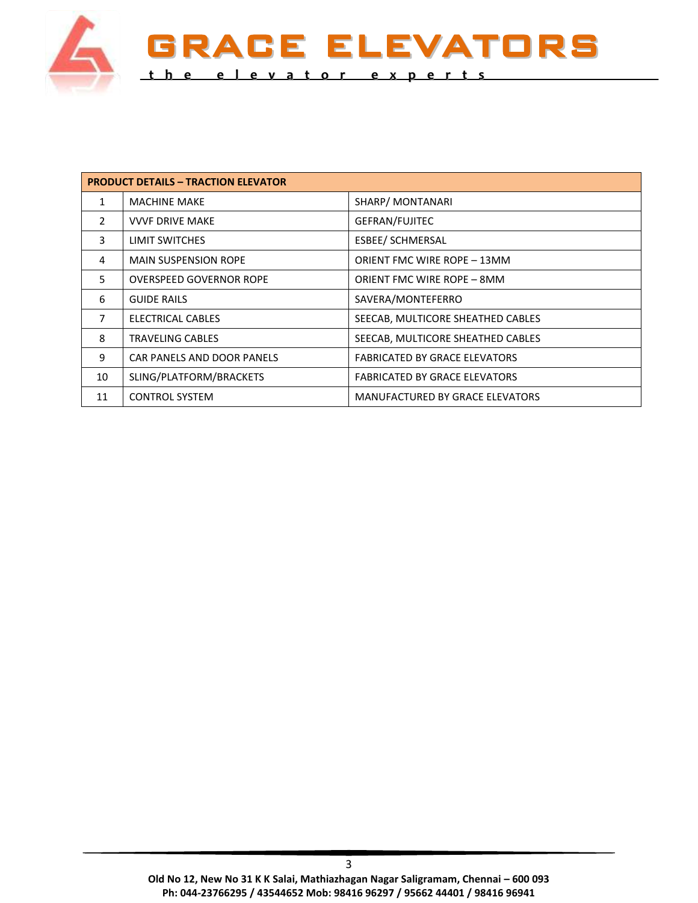| PRODUCT DETAILS – TRACTION ELEVATOR | | |
|---|---|---|
| 1 | MACHINE MAKE | SHARP/ MONTANARI |
| 2 | VVVF DRIVE MAKE | GEFRAN/FUJITEC |
| 3 | LIMIT SWITCHES | ESBEE/ SCHMERSAL |
| 4 | MAIN SUSPENSION ROPE | ORIENT FMC WIRE ROPE – 13MM |
| 5 | OVERSPEED GOVERNOR ROPE | ORIENT FMC WIRE ROPE – 8MM |
| 6 | GUIDE RAILS | SAVERA/MONTEFERRO |
| 7 | ELECTRICAL CABLES | SEECAB, MULTICORE SHEATHED CABLES |
| 8 | TRAVELING CABLES | SEECAB, MULTICORE SHEATHED CABLES |
| 9 | CAR PANELS AND DOOR PANELS | FABRICATED BY GRACE ELEVATORS |
| 10 | SLING/PLATFORM/BRACKETS | FABRICATED BY GRACE ELEVATORS |
| 11 | CONTROL SYSTEM | MANUFACTURED BY GRACE ELEVATORS |